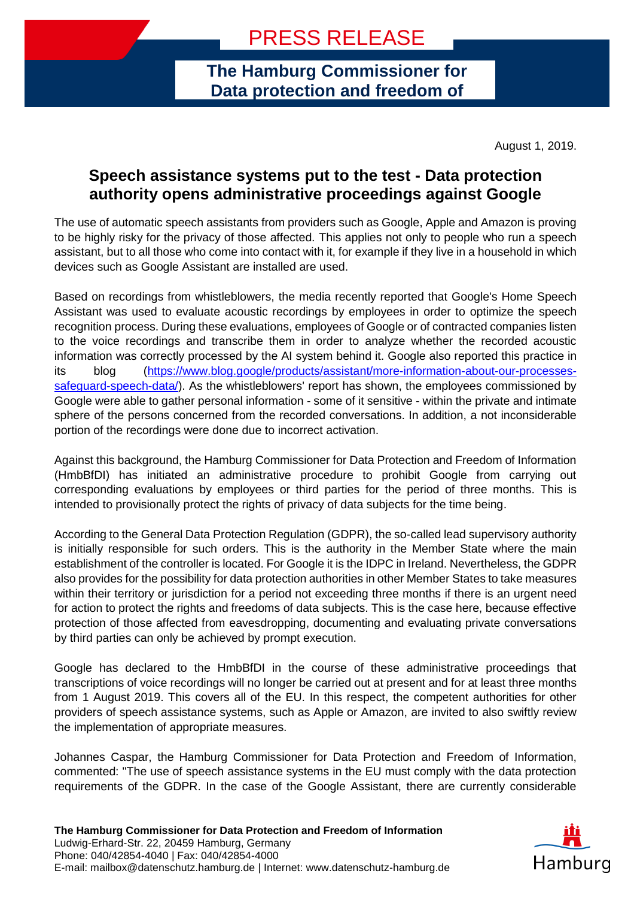PRESS RELEASE

**The Hamburg Commissioner for Data protection and freedom of**

August 1, 2019.

## Speech assistance systems put to the test - Data protection authority opens administrative proceedings against Google

The use of automatic speech assistants from providers such as Google, Apple and Amazon is proving to be highly risky for the privacy of those affected. This applies not only to people who run a speech assistant, but to all those who come into contact with it, for example if they live in a household in which devices such as Google Assistant are installed are used.

Based on recordings from whistleblowers, the media recently reported that Google's Home Speech Assistant was used to evaluate acoustic recordings by employees in order to optimize the speech recognition process. During these evaluations, employees of Google or of contracted companies listen to the voice recordings and transcribe them in order to analyze whether the recorded acoustic information was correctly processed by the AI system behind it. Google also reported this practice in its blog (https://www.blog.google/products/assistant/more-information-about-our-processes-safeguard-speech-data/). As the whistleblowers' report has shown, the employees commissioned by Google were able to gather personal information - some of it sensitive - within the private and intimate sphere of the persons concerned from the recorded conversations. In addition, a not inconsiderable portion of the recordings were done due to incorrect activation.

Against this background, the Hamburg Commissioner for Data Protection and Freedom of Information (HmbBfDI) has initiated an administrative procedure to prohibit Google from carrying out corresponding evaluations by employees or third parties for the period of three months. This is intended to provisionally protect the rights of privacy of data subjects for the time being.

According to the General Data Protection Regulation (GDPR), the so-called lead supervisory authority is initially responsible for such orders. This is the authority in the Member State where the main establishment of the controller is located. For Google it is the IDPC in Ireland. Nevertheless, the GDPR also provides for the possibility for data protection authorities in other Member States to take measures within their territory or jurisdiction for a period not exceeding three months if there is an urgent need for action to protect the rights and freedoms of data subjects. This is the case here, because effective protection of those affected from eavesdropping, documenting and evaluating private conversations by third parties can only be achieved by prompt execution.

Google has declared to the HmbBfDI in the course of these administrative proceedings that transcriptions of voice recordings will no longer be carried out at present and for at least three months from 1 August 2019. This covers all of the EU. In this respect, the competent authorities for other providers of speech assistance systems, such as Apple or Amazon, are invited to also swiftly review the implementation of appropriate measures.

Johannes Caspar, the Hamburg Commissioner for Data Protection and Freedom of Information, commented: "The use of speech assistance systems in the EU must comply with the data protection requirements of the GDPR. In the case of the Google Assistant, there are currently considerable

**The Hamburg Commissioner for Data Protection and Freedom of Information**
Ludwig-Erhard-Str. 22, 20459 Hamburg, Germany
Phone: 040/42854-4040 | Fax: 040/42854-4000
E-mail: mailbox@datenschutz.hamburg.de | Internet: www.datenschutz-hamburg.de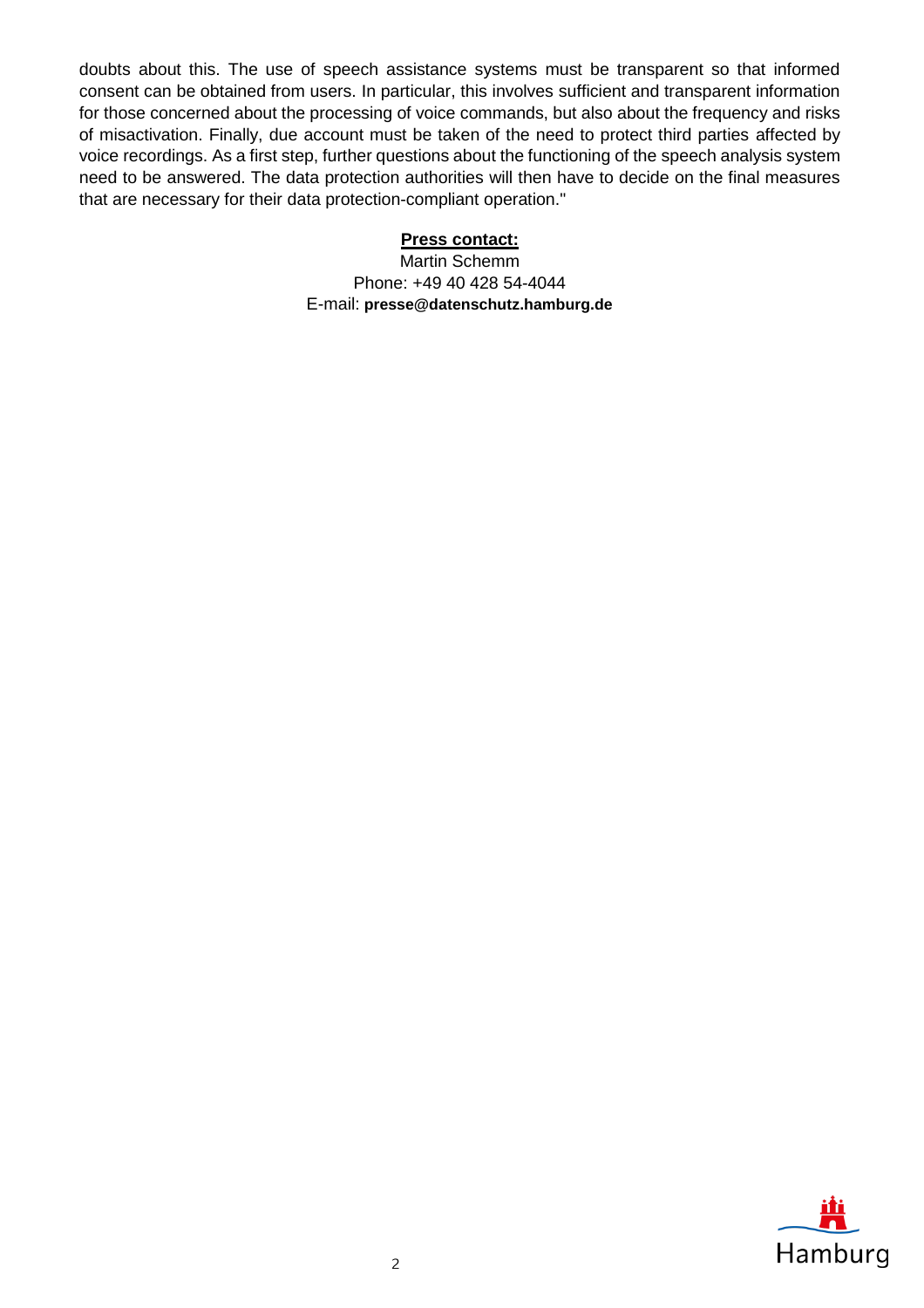doubts about this. The use of speech assistance systems must be transparent so that informed consent can be obtained from users. In particular, this involves sufficient and transparent information for those concerned about the processing of voice commands, but also about the frequency and risks of misactivation. Finally, due account must be taken of the need to protect third parties affected by voice recordings. As a first step, further questions about the functioning of the speech analysis system need to be answered. The data protection authorities will then have to decide on the final measures that are necessary for their data protection-compliant operation."

**Press contact:**

Martin Schemm

Phone: +49 40 428 54-4044

E-mail: **presse@datenschutz.hamburg.de**